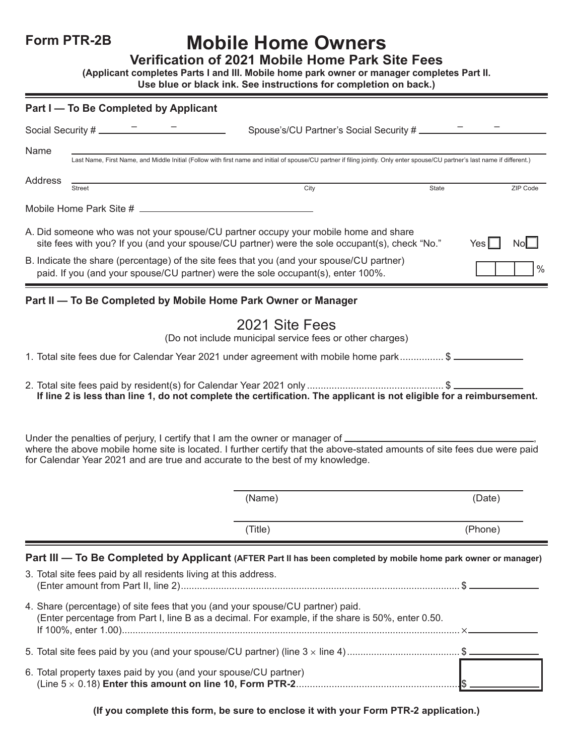**Form PTR-2B**

# Mobile Home Owners

## Verification of 2021 Mobile Home Park Site Fees

**(Applicant completes Parts I and III. Mobile home park owner or manager completes Part II. Use blue or black ink. See instructions for completion on back.)**

### Part I — To Be Completed by Applicant

Social Security # \_\_\_\_ – \_\_\_\_ – \_\_\_\_  Spouse's/CU Partner's Social Security # \_\_\_\_ – \_\_\_\_ – \_\_\_\_

Name \_\_\_\_\_\_\_\_\_\_\_\_\_\_\_\_\_\_\_\_\_\_\_\_\_\_\_\_\_\_\_\_\_\_\_\_\_\_\_\_
Last Name, First Name, and Middle Initial (Follow with first name and initial of spouse/CU partner if filing jointly. Only enter spouse/CU partner's last name if different.)

Address \_\_\_\_\_\_\_\_\_\_\_\_\_\_\_\_\_\_\_\_\_\_\_\_\_\_\_\_\_\_\_\_\_\_\_\_\_\_\_\_
Street  City  State  ZIP Code

Mobile Home Park Site # \_\_\_\_\_\_\_\_\_\_\_\_\_\_\_\_\_\_\_\_

A. Did someone who was not your spouse/CU partner occupy your mobile home and share site fees with you? If you (and your spouse/CU partner) were the sole occupant(s), check "No." Yes ☐ No ☐

B. Indicate the share (percentage) of the site fees that you (and your spouse/CU partner) paid. If you (and your spouse/CU partner) were the sole occupant(s), enter 100%. \_\_\_\_ %

### Part II — To Be Completed by Mobile Home Park Owner or Manager

## 2021 Site Fees

(Do not include municipal service fees or other charges)

1. Total site fees due for Calendar Year 2021 under agreement with mobile home park................ $ \_\_\_\_\_\_\_\_

2. Total site fees paid by resident(s) for Calendar Year 2021 only ................................................. $ \_\_\_\_\_\_\_\_
**If line 2 is less than line 1, do not complete the certification. The applicant is not eligible for a reimbursement.**

Under the penalties of perjury, I certify that I am the owner or manager of \_\_\_\_\_\_\_\_\_\_\_\_\_\_\_\_\_\_\_\_, where the above mobile home site is located. I further certify that the above-stated amounts of site fees due were paid for Calendar Year 2021 and are true and accurate to the best of my knowledge.

\_\_\_\_\_\_\_\_\_\_\_\_\_\_\_\_\_\_\_\_\_\_\_\_\_\_\_\_\_\_\_\_\_\_\_\_\_\_\_\_
(Name)  (Date)

\_\_\_\_\_\_\_\_\_\_\_\_\_\_\_\_\_\_\_\_\_\_\_\_\_\_\_\_\_\_\_\_\_\_\_\_\_\_\_\_
(Title)  (Phone)

### Part III — To Be Completed by Applicant (AFTER Part II has been completed by mobile home park owner or manager)

3. Total site fees paid by all residents living at this address.
(Enter amount from Part II, line 2)....................................................................................................... $ \_\_\_\_\_\_\_\_

4. Share (percentage) of site fees that you (and your spouse/CU partner) paid.
(Enter percentage from Part I, line B as a decimal. For example, if the share is 50%, enter 0.50. If 100%, enter 1.00)............................................................................................................................ × \_\_\_\_\_\_\_\_

5. Total site fees paid by you (and your spouse/CU partner) (line 3 × line 4)......................................... $ \_\_\_\_\_\_\_\_

6. Total property taxes paid by you (and your spouse/CU partner)
(Line 5 × 0.18) **Enter this amount on line 10, Form PTR-2**........................................................... $ \_\_\_\_\_\_\_\_

**(If you complete this form, be sure to enclose it with your Form PTR-2 application.)**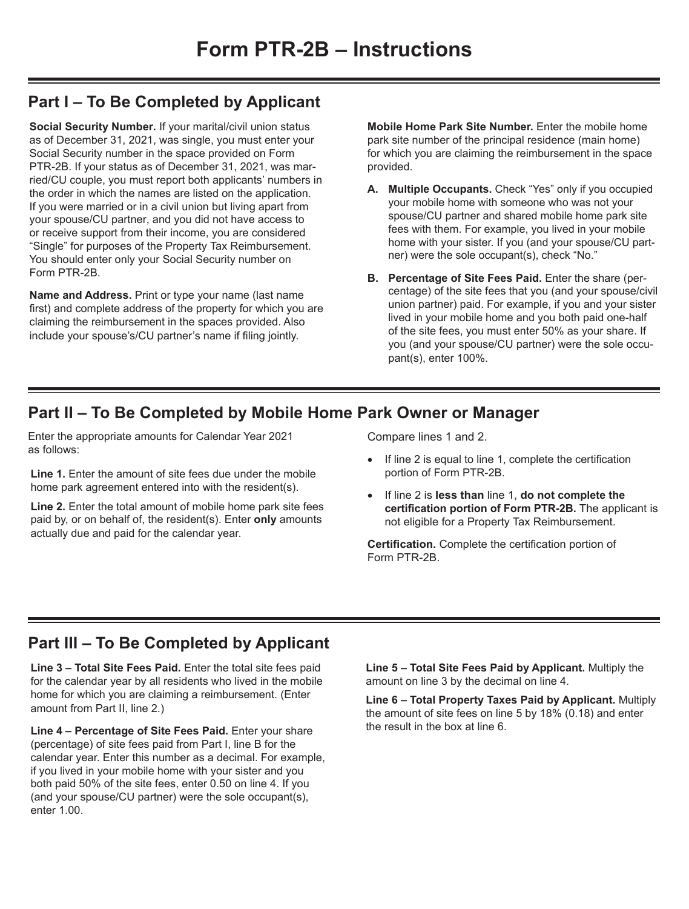# Form PTR-2B – Instructions

## Part I – To Be Completed by Applicant

**Social Security Number.** If your marital/civil union status as of December 31, 2021, was single, you must enter your Social Security number in the space provided on Form PTR-2B. If your status as of December 31, 2021, was married/CU couple, you must report both applicants' numbers in the order in which the names are listed on the application. If you were married or in a civil union but living apart from your spouse/CU partner, and you did not have access to or receive support from their income, you are considered "Single" for purposes of the Property Tax Reimbursement. You should enter only your Social Security number on Form PTR-2B.

**Name and Address.** Print or type your name (last name first) and complete address of the property for which you are claiming the reimbursement in the spaces provided. Also include your spouse's/CU partner's name if filing jointly.

**Mobile Home Park Site Number.** Enter the mobile home park site number of the principal residence (main home) for which you are claiming the reimbursement in the space provided.

**A. Multiple Occupants.** Check "Yes" only if you occupied your mobile home with someone who was not your spouse/CU partner and shared mobile home park site fees with them. For example, you lived in your mobile home with your sister. If you (and your spouse/CU partner) were the sole occupant(s), check "No."

**B. Percentage of Site Fees Paid.** Enter the share (percentage) of the site fees that you (and your spouse/civil union partner) paid. For example, if you and your sister lived in your mobile home and you both paid one-half of the site fees, you must enter 50% as your share. If you (and your spouse/CU partner) were the sole occupant(s), enter 100%.

## Part II – To Be Completed by Mobile Home Park Owner or Manager

Enter the appropriate amounts for Calendar Year 2021 as follows:

**Line 1.** Enter the amount of site fees due under the mobile home park agreement entered into with the resident(s).

**Line 2.** Enter the total amount of mobile home park site fees paid by, or on behalf of, the resident(s). Enter **only** amounts actually due and paid for the calendar year.

Compare lines 1 and 2.

- If line 2 is equal to line 1, complete the certification portion of Form PTR-2B.
- If line 2 is **less than** line 1, **do not complete the certification portion of Form PTR-2B.** The applicant is not eligible for a Property Tax Reimbursement.

**Certification.** Complete the certification portion of Form PTR-2B.

## Part III – To Be Completed by Applicant

**Line 3 – Total Site Fees Paid.** Enter the total site fees paid for the calendar year by all residents who lived in the mobile home for which you are claiming a reimbursement. (Enter amount from Part II, line 2.)

**Line 4 – Percentage of Site Fees Paid.** Enter your share (percentage) of site fees paid from Part I, line B for the calendar year. Enter this number as a decimal. For example, if you lived in your mobile home with your sister and you both paid 50% of the site fees, enter 0.50 on line 4. If you (and your spouse/CU partner) were the sole occupant(s), enter 1.00.

**Line 5 – Total Site Fees Paid by Applicant.** Multiply the amount on line 3 by the decimal on line 4.

**Line 6 – Total Property Taxes Paid by Applicant.** Multiply the amount of site fees on line 5 by 18% (0.18) and enter the result in the box at line 6.